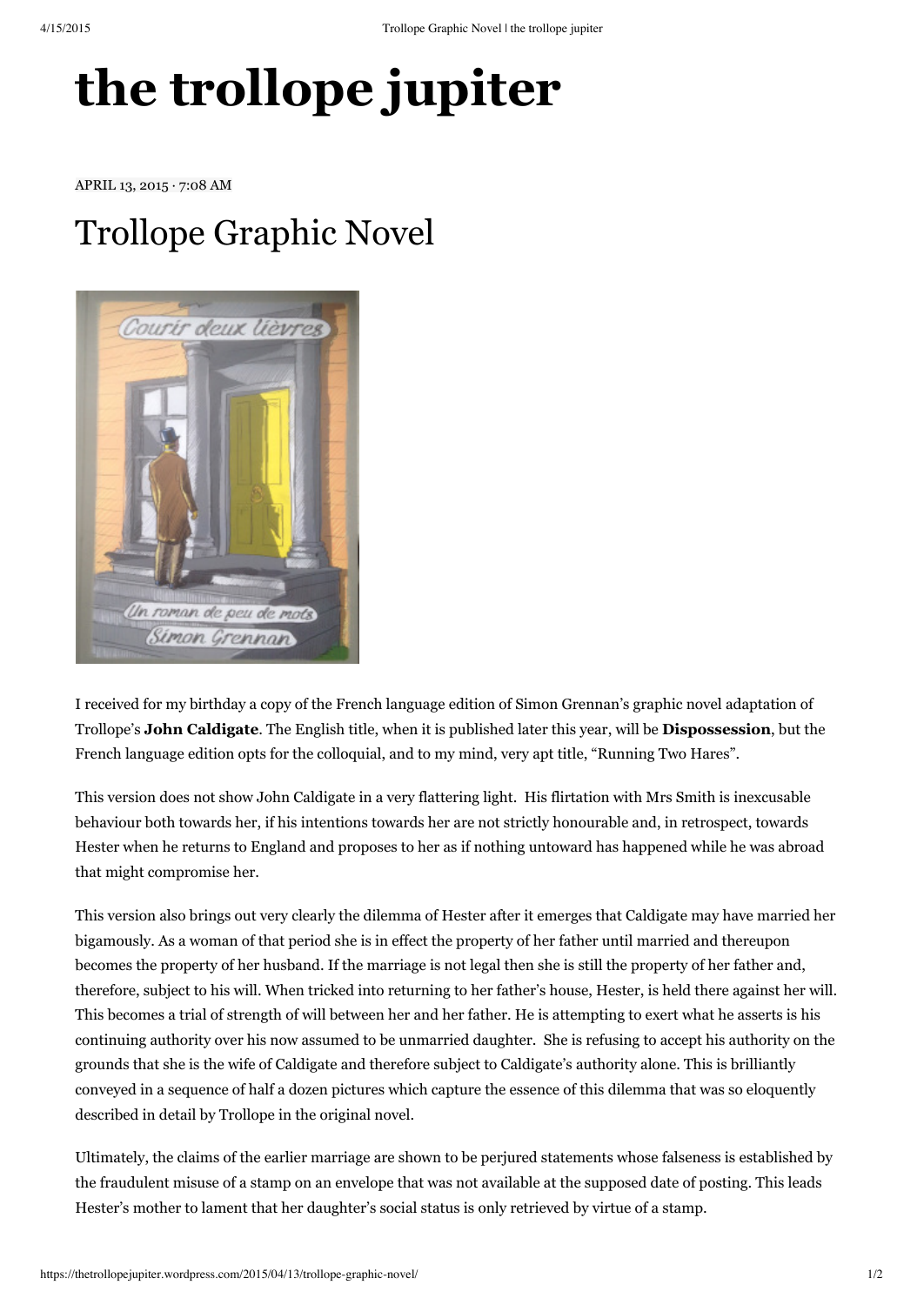# the trollope jupiter

APRIL 13, 2015 · 7:08 AM

## Trollope Graphic Novel

I received for my birthday a copy of the French language edition of Simon Grennan's graphic novel adaptation of Trollope's **John Caldigate**. The English title, when it is published later this year, will be **Dispossession**, but the French language edition opts for the colloquial, and to my mind, very apt title, "Running Two Hares".

This version does not show John Caldigate in a very flattering light. His flirtation with Mrs Smith is inexcusable behaviour both towards her, if his intentions towards her are not strictly honourable and, in retrospect, towards Hester when he returns to England and proposes to her as if nothing untoward has happened while he was abroad that might compromise her.

This version also brings out very clearly the dilemma of Hester after it emerges that Caldigate may have married her bigamously. As a woman of that period she is in effect the property of her father until married and thereupon becomes the property of her husband. If the marriage is not legal then she is still the property of her father and, therefore, subject to his will. When tricked into returning to her father's house, Hester, is held there against her will. This becomes a trial of strength of will between her and her father. He is attempting to exert what he asserts is his continuing authority over his now assumed to be unmarried daughter. She is refusing to accept his authority on the grounds that she is the wife of Caldigate and therefore subject to Caldigate's authority alone. This is brilliantly conveyed in a sequence of half a dozen pictures which capture the essence of this dilemma that was so eloquently described in detail by Trollope in the original novel.

Ultimately, the claims of the earlier marriage are shown to be perjured statements whose falseness is established by the fraudulent misuse of a stamp on an envelope that was not available at the supposed date of posting. This leads Hester's mother to lament that her daughter's social status is only retrieved by virtue of a stamp.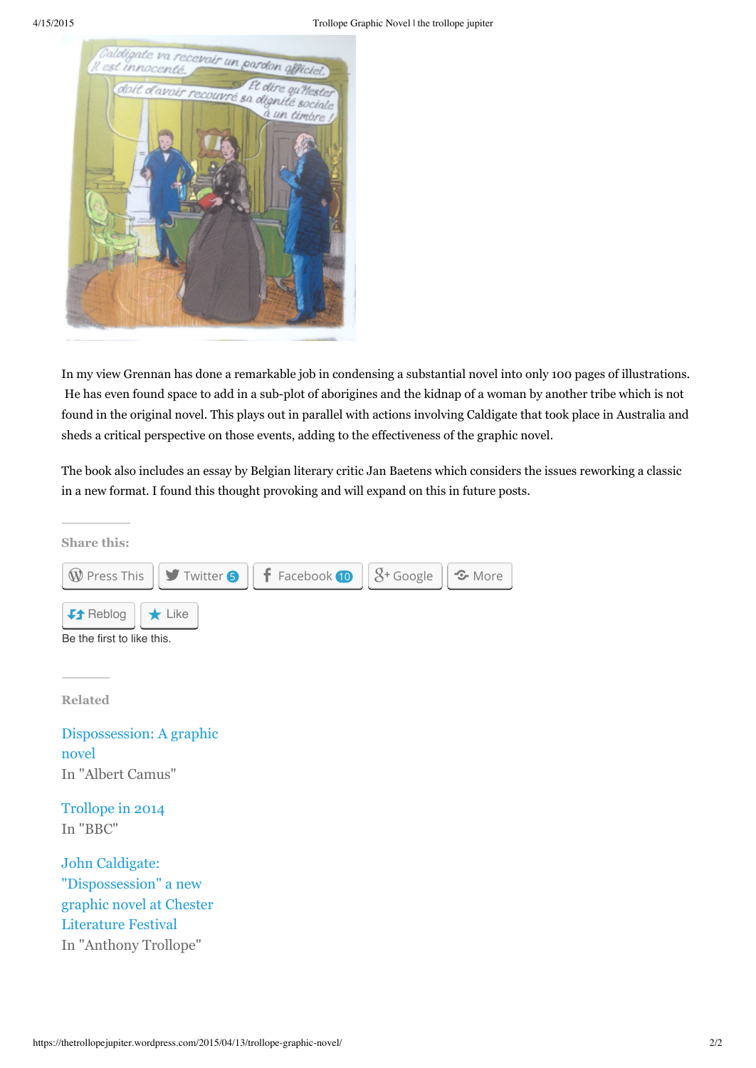In my view Grennan has done a remarkable job in condensing a substantial novel into only 100 pages of illustrations. He has even found space to add in a sub-plot of aborigines and the kidnap of a woman by another tribe which is not found in the original novel. This plays out in parallel with actions involving Caldigate that took place in Australia and sheds a critical perspective on those events, adding to the effectiveness of the graphic novel.

The book also includes an essay by Belgian literary critic Jan Baetens which considers the issues reworking a classic in a new format. I found this thought provoking and will expand on this in future posts.

**Share this:**

Press This | Twitter 5 | Facebook 10 | Google | More

Reblog | Like

Be the first to like this.

**Related**

Dispossession: A graphic novel
In "Albert Camus"

Trollope in 2014
In "BBC"

John Caldigate: "Dispossession" a new graphic novel at Chester Literature Festival
In "Anthony Trollope"